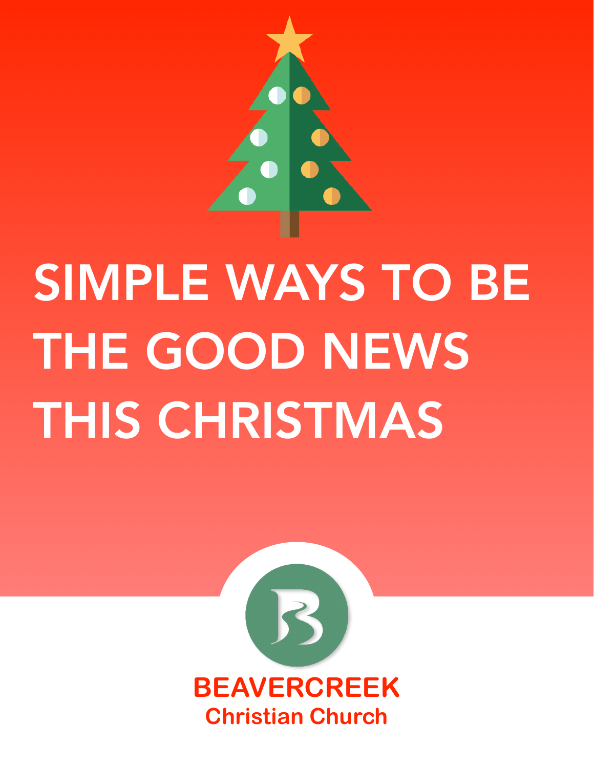# SIMPLE WAYS TO BE THE GOOD NEWS THIS CHRISTMAS

**BEAVERCREEK**
**Christian Church**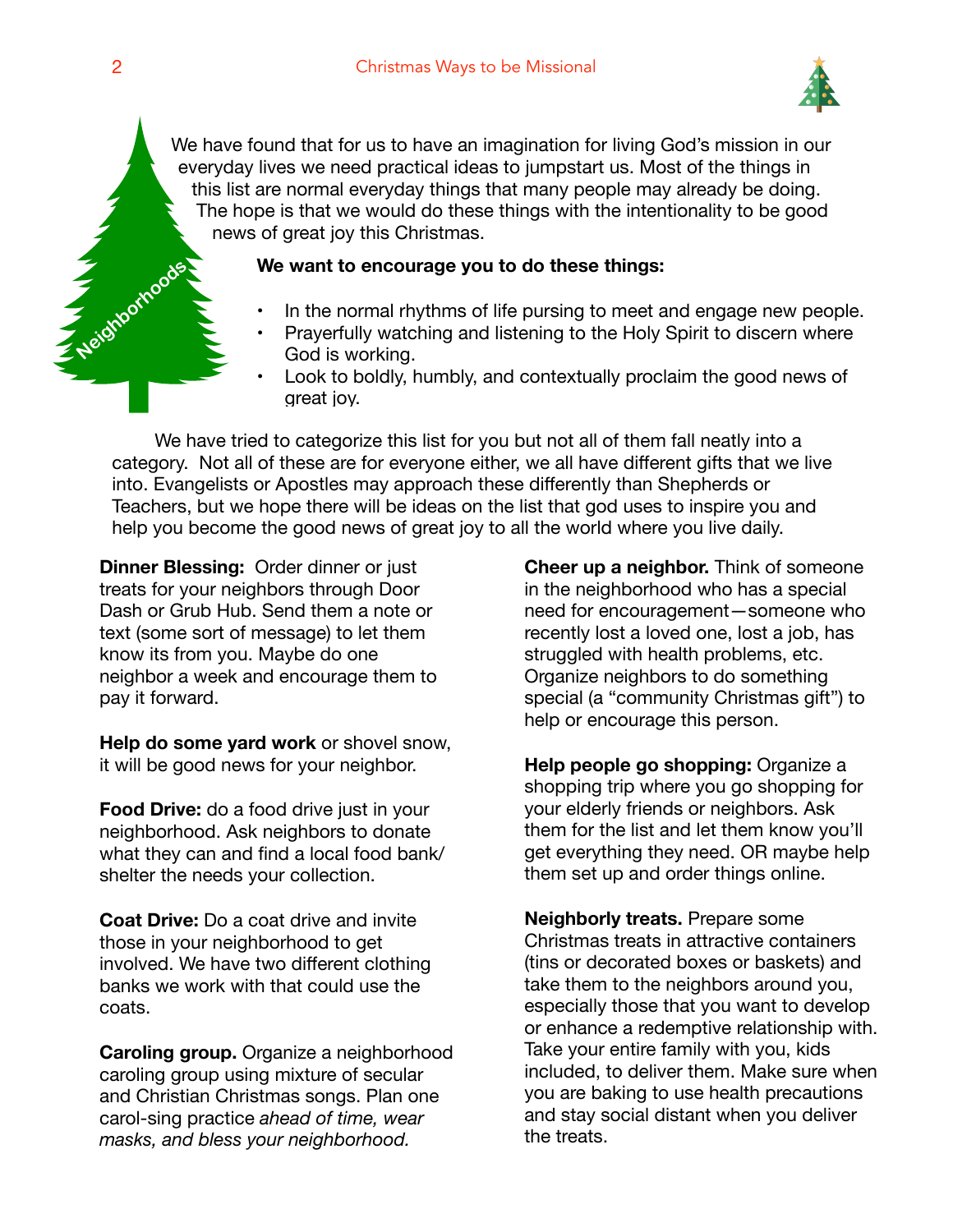## Neighborhoods

We have found that for us to have an imagination for living God's mission in our everyday lives we need practical ideas to jumpstart us. Most of the things in this list are normal everyday things that many people may already be doing. The hope is that we would do these things with the intentionality to be good news of great joy this Christmas.

**We want to encourage you to do these things:**

- In the normal rhythms of life pursing to meet and engage new people.
- Prayerfully watching and listening to the Holy Spirit to discern where God is working.
- Look to boldly, humbly, and contextually proclaim the good news of great joy.

We have tried to categorize this list for you but not all of them fall neatly into a category. Not all of these are for everyone either, we all have different gifts that we live into. Evangelists or Apostles may approach these differently than Shepherds or Teachers, but we hope there will be ideas on the list that god uses to inspire you and help you become the good news of great joy to all the world where you live daily.

**Dinner Blessing:** Order dinner or just treats for your neighbors through Door Dash or Grub Hub. Send them a note or text (some sort of message) to let them know its from you. Maybe do one neighbor a week and encourage them to pay it forward.

**Help do some yard work** or shovel snow, it will be good news for your neighbor.

**Food Drive:** do a food drive just in your neighborhood. Ask neighbors to donate what they can and find a local food bank/shelter the needs your collection.

**Coat Drive:** Do a coat drive and invite those in your neighborhood to get involved. We have two different clothing banks we work with that could use the coats.

**Caroling group.** Organize a neighborhood caroling group using mixture of secular and Christian Christmas songs. Plan one carol-sing practice *ahead of time, wear masks, and bless your neighborhood.*

**Cheer up a neighbor.** Think of someone in the neighborhood who has a special need for encouragement—someone who recently lost a loved one, lost a job, has struggled with health problems, etc. Organize neighbors to do something special (a "community Christmas gift") to help or encourage this person.

**Help people go shopping:** Organize a shopping trip where you go shopping for your elderly friends or neighbors. Ask them for the list and let them know you'll get everything they need. OR maybe help them set up and order things online.

**Neighborly treats.** Prepare some Christmas treats in attractive containers (tins or decorated boxes or baskets) and take them to the neighbors around you, especially those that you want to develop or enhance a redemptive relationship with. Take your entire family with you, kids included, to deliver them. Make sure when you are baking to use health precautions and stay social distant when you deliver the treats.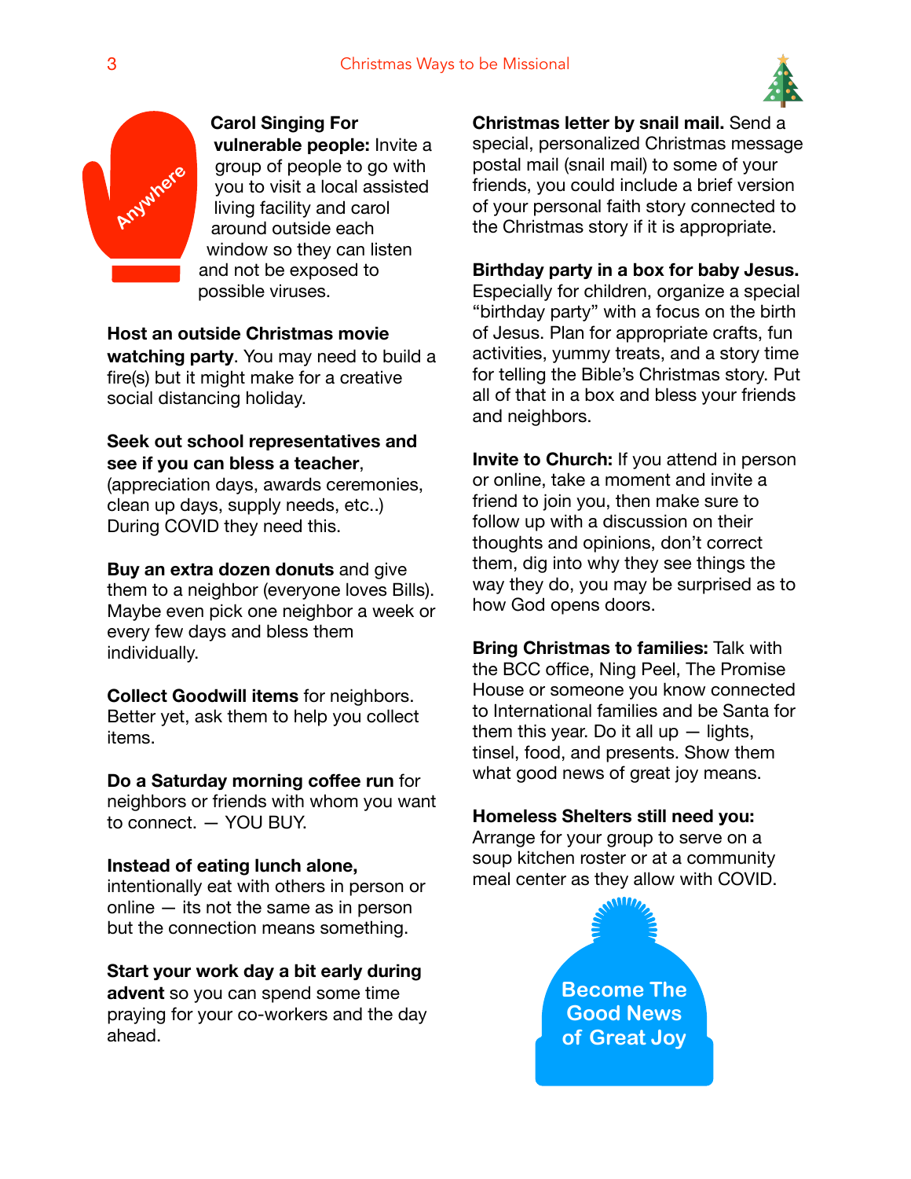Anywhere

**Carol Singing For vulnerable people:** Invite a group of people to go with you to visit a local assisted living facility and carol around outside each window so they can listen and not be exposed to possible viruses.

**Host an outside Christmas movie watching party**. You may need to build a fire(s) but it might make for a creative social distancing holiday.

**Seek out school representatives and see if you can bless a teacher**, (appreciation days, awards ceremonies, clean up days, supply needs, etc..) During COVID they need this.

**Buy an extra dozen donuts** and give them to a neighbor (everyone loves Bills). Maybe even pick one neighbor a week or every few days and bless them individually.

**Collect Goodwill items** for neighbors. Better yet, ask them to help you collect items.

**Do a Saturday morning coffee run** for neighbors or friends with whom you want to connect. — YOU BUY.

**Instead of eating lunch alone,** intentionally eat with others in person or online — its not the same as in person but the connection means something.

**Start your work day a bit early during advent** so you can spend some time praying for your co-workers and the day ahead.

**Christmas letter by snail mail.** Send a special, personalized Christmas message postal mail (snail mail) to some of your friends, you could include a brief version of your personal faith story connected to the Christmas story if it is appropriate.

**Birthday party in a box for baby Jesus.** Especially for children, organize a special "birthday party" with a focus on the birth of Jesus. Plan for appropriate crafts, fun activities, yummy treats, and a story time for telling the Bible's Christmas story. Put all of that in a box and bless your friends and neighbors.

**Invite to Church:** If you attend in person or online, take a moment and invite a friend to join you, then make sure to follow up with a discussion on their thoughts and opinions, don't correct them, dig into why they see things the way they do, you may be surprised as to how God opens doors.

**Bring Christmas to families:** Talk with the BCC office, Ning Peel, The Promise House or someone you know connected to International families and be Santa for them this year. Do it all up — lights, tinsel, food, and presents. Show them what good news of great joy means.

**Homeless Shelters still need you:** Arrange for your group to serve on a soup kitchen roster or at a community meal center as they allow with COVID.

**Become The Good News of Great Joy**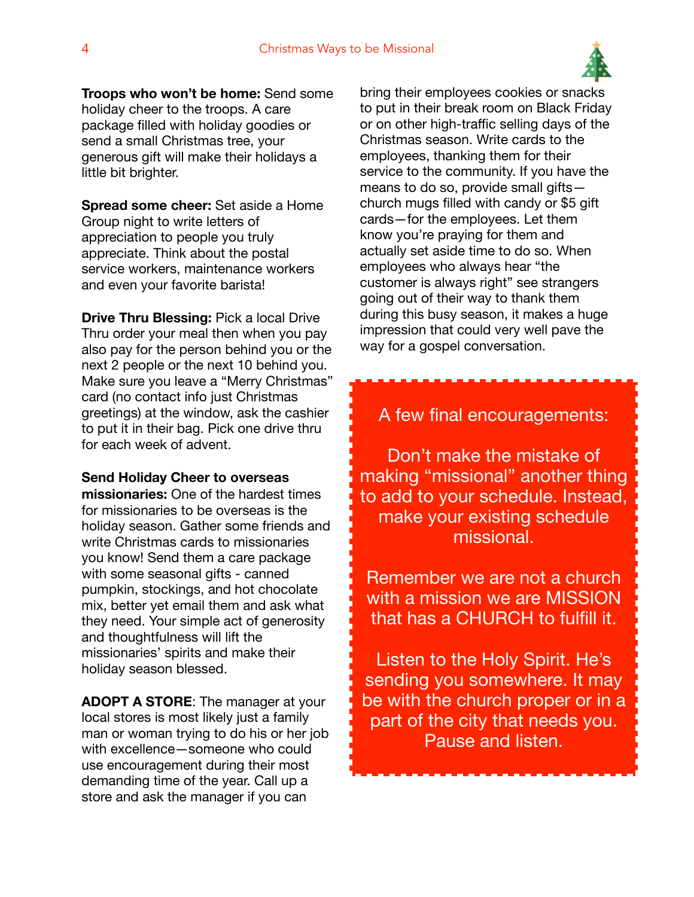**Troops who won't be home:** Send some holiday cheer to the troops. A care package filled with holiday goodies or send a small Christmas tree, your generous gift will make their holidays a little bit brighter.

**Spread some cheer:** Set aside a Home Group night to write letters of appreciation to people you truly appreciate. Think about the postal service workers, maintenance workers and even your favorite barista!

**Drive Thru Blessing:** Pick a local Drive Thru order your meal then when you pay also pay for the person behind you or the next 2 people or the next 10 behind you. Make sure you leave a "Merry Christmas" card (no contact info just Christmas greetings) at the window, ask the cashier to put it in their bag. Pick one drive thru for each week of advent.

**Send Holiday Cheer to overseas missionaries:** One of the hardest times for missionaries to be overseas is the holiday season. Gather some friends and write Christmas cards to missionaries you know! Send them a care package with some seasonal gifts - canned pumpkin, stockings, and hot chocolate mix, better yet email them and ask what they need. Your simple act of generosity and thoughtfulness will lift the missionaries' spirits and make their holiday season blessed.

**ADOPT A STORE**: The manager at your local stores is most likely just a family man or woman trying to do his or her job with excellence—someone who could use encouragement during their most demanding time of the year. Call up a store and ask the manager if you can bring their employees cookies or snacks to put in their break room on Black Friday or on other high-traffic selling days of the Christmas season. Write cards to the employees, thanking them for their service to the community. If you have the means to do so, provide small gifts—church mugs filled with candy or $5 gift cards—for the employees. Let them know you're praying for them and actually set aside time to do so. When employees who always hear "the customer is always right" see strangers going out of their way to thank them during this busy season, it makes a huge impression that could very well pave the way for a gospel conversation.

A few final encouragements:

Don't make the mistake of making "missional" another thing to add to your schedule. Instead, make your existing schedule missional.

Remember we are not a church with a mission we are MISSION that has a CHURCH to fulfill it.

Listen to the Holy Spirit. He's sending you somewhere. It may be with the church proper or in a part of the city that needs you. Pause and listen.